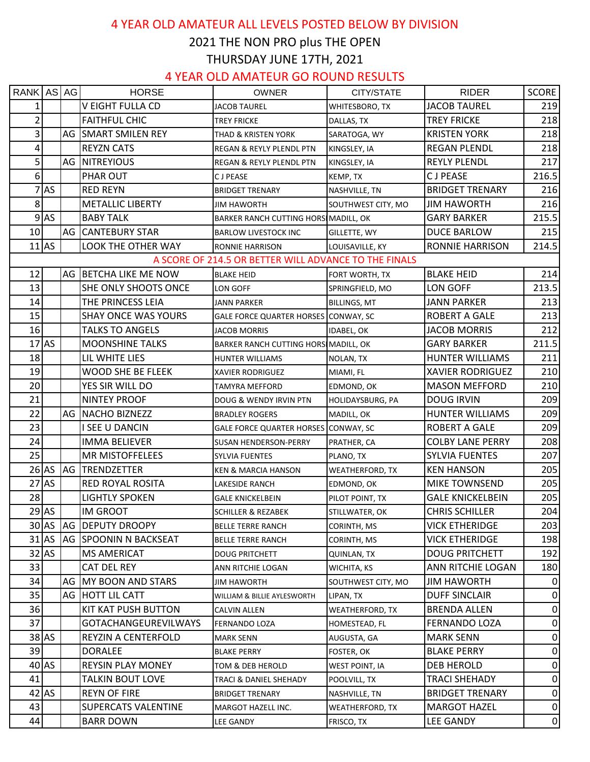# 4 YEAR OLD AMATEUR ALL LEVELS POSTED BELOW BY DIVISION

## 2021 THE NON PRO plus THE OPEN

## THURSDAY JUNE 17TH, 2021

## 4 YEAR OLD AMATEUR GO ROUND RESULTS

| RANK | AS | AG | HORSE | OWNER | CITY/STATE | RIDER | SCORE |
|---|---|---|---|---|---|---|---|
| 1 | | | V EIGHT FULLA CD | JACOB TAUREL | WHITESBORO, TX | JACOB TAUREL | 219 |
| 2 | | | FAITHFUL CHIC | TREY FRICKE | DALLAS, TX | TREY FRICKE | 218 |
| 3 | | AG | SMART SMILEN REY | THAD & KRISTEN YORK | SARATOGA, WY | KRISTEN YORK | 218 |
| 4 | | | REYZN CATS | REGAN & REYLY PLENDL PTN | KINGSLEY, IA | REGAN PLENDL | 218 |
| 5 | | AG | NITREYIOUS | REGAN & REYLY PLENDL PTN | KINGSLEY, IA | REYLY PLENDL | 217 |
| 6 | | | PHAR OUT | C J PEASE | KEMP, TX | C J PEASE | 216.5 |
| 7 | AS | | RED REYN | BRIDGET TRENARY | NASHVILLE, TN | BRIDGET TRENARY | 216 |
| 8 | | | METALLIC LIBERTY | JIM HAWORTH | SOUTHWEST CITY, MO | JIM HAWORTH | 216 |
| 9 | AS | | BABY TALK | BARKER RANCH CUTTING HORS | MADILL, OK | GARY BARKER | 215.5 |
| 10 | | AG | CANTEBURY STAR | BARLOW LIVESTOCK INC | GILLETTE, WY | DUCE BARLOW | 215 |
| 11 | AS | | LOOK THE OTHER WAY | RONNIE HARRISON | LOUISAVILLE, KY | RONNIE HARRISON | 214.5 |
| A SCORE OF 214.5 OR BETTER WILL ADVANCE TO THE FINALS | | | | | | | |
| 12 | | AG | BETCHA LIKE ME NOW | BLAKE HEID | FORT WORTH, TX | BLAKE HEID | 214 |
| 13 | | | SHE ONLY SHOOTS ONCE | LON GOFF | SPRINGFIELD, MO | LON GOFF | 213.5 |
| 14 | | | THE PRINCESS LEIA | JANN PARKER | BILLINGS, MT | JANN PARKER | 213 |
| 15 | | | SHAY ONCE WAS YOURS | GALE FORCE QUARTER HORSES | CONWAY, SC | ROBERT A GALE | 213 |
| 16 | | | TALKS TO ANGELS | JACOB MORRIS | IDABEL, OK | JACOB MORRIS | 212 |
| 17 | AS | | MOONSHINE TALKS | BARKER RANCH CUTTING HORS | MADILL, OK | GARY BARKER | 211.5 |
| 18 | | | LIL WHITE LIES | HUNTER WILLIAMS | NOLAN, TX | HUNTER WILLIAMS | 211 |
| 19 | | | WOOD SHE BE FLEEK | XAVIER RODRIGUEZ | MIAMI, FL | XAVIER RODRIGUEZ | 210 |
| 20 | | | YES SIR WILL DO | TAMYRA MEFFORD | EDMOND, OK | MASON MEFFORD | 210 |
| 21 | | | NINTEY PROOF | DOUG & WENDY IRVIN PTN | HOLIDAYSBURG, PA | DOUG IRVIN | 209 |
| 22 | | AG | NACHO BIZNEZZ | BRADLEY ROGERS | MADILL, OK | HUNTER WILLIAMS | 209 |
| 23 | | | I SEE U DANCIN | GALE FORCE QUARTER HORSES | CONWAY, SC | ROBERT A GALE | 209 |
| 24 | | | IMMA BELIEVER | SUSAN HENDERSON-PERRY | PRATHER, CA | COLBY LANE PERRY | 208 |
| 25 | | | MR MISTOFFEELEES | SYLVIA FUENTES | PLANO, TX | SYLVIA FUENTES | 207 |
| 26 | AS | AG | TRENDZETTER | KEN & MARCIA HANSON | WEATHERFORD, TX | KEN HANSON | 205 |
| 27 | AS | | RED ROYAL ROSITA | LAKESIDE RANCH | EDMOND, OK | MIKE TOWNSEND | 205 |
| 28 | | | LIGHTLY SPOKEN | GALE KNICKELBEIN | PILOT POINT, TX | GALE KNICKELBEIN | 205 |
| 29 | AS | | IM GROOT | SCHILLER & REZABEK | STILLWATER, OK | CHRIS SCHILLER | 204 |
| 30 | AS | AG | DEPUTY DROOPY | BELLE TERRE RANCH | CORINTH, MS | VICK ETHERIDGE | 203 |
| 31 | AS | AG | SPOONIN N BACKSEAT | BELLE TERRE RANCH | CORINTH, MS | VICK ETHERIDGE | 198 |
| 32 | AS | | MS AMERICAT | DOUG PRITCHETT | QUINLAN, TX | DOUG PRITCHETT | 192 |
| 33 | | | CAT DEL REY | ANN RITCHIE LOGAN | WICHITA, KS | ANN RITCHIE LOGAN | 180 |
| 34 | | AG | MY BOON AND STARS | JIM HAWORTH | SOUTHWEST CITY, MO | JIM HAWORTH | 0 |
| 35 | | AG | HOTT LIL CATT | WILLIAM & BILLIE AYLESWORTH | LIPAN, TX | DUFF SINCLAIR | 0 |
| 36 | | | KIT KAT PUSH BUTTON | CALVIN ALLEN | WEATHERFORD, TX | BRENDA ALLEN | 0 |
| 37 | | | GOTACHANGEUREVILWAYS | FERNANDO LOZA | HOMESTEAD, FL | FERNANDO LOZA | 0 |
| 38 | AS | | REYZIN A CENTERFOLD | MARK SENN | AUGUSTA, GA | MARK SENN | 0 |
| 39 | | | DORALEE | BLAKE PERRY | FOSTER, OK | BLAKE PERRY | 0 |
| 40 | AS | | REYSIN PLAY MONEY | TOM & DEB HEROLD | WEST POINT, IA | DEB HEROLD | 0 |
| 41 | | | TALKIN BOUT LOVE | TRACI & DANIEL SHEHADY | POOLVILL, TX | TRACI SHEHADY | 0 |
| 42 | AS | | REYN OF FIRE | BRIDGET TRENARY | NASHVILLE, TN | BRIDGET TRENARY | 0 |
| 43 | | | SUPERCATS VALENTINE | MARGOT HAZELL INC. | WEATHERFORD, TX | MARGOT HAZEL | 0 |
| 44 | | | BARR DOWN | LEE GANDY | FRISCO, TX | LEE GANDY | 0 |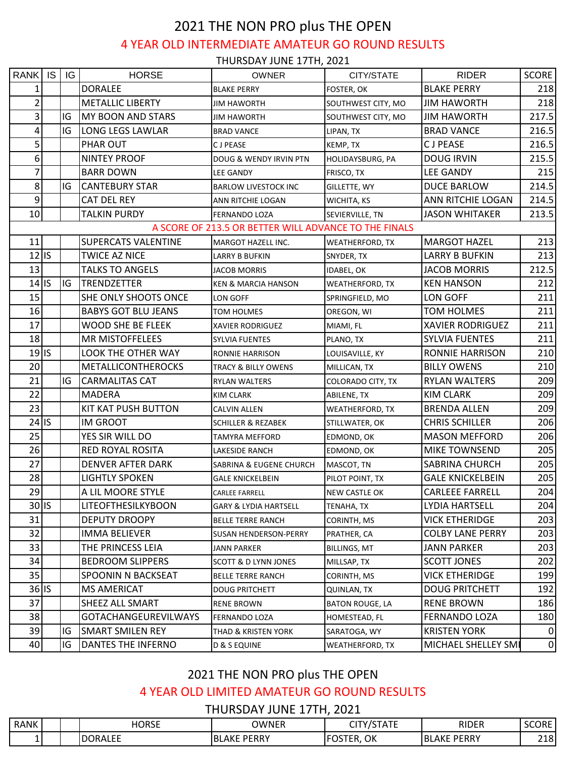# 2021 THE NON PRO plus THE OPEN

## 4 YEAR OLD INTERMEDIATE AMATEUR GO ROUND RESULTS

THURSDAY JUNE 17TH, 2021

| RANK | IS | IG | HORSE | OWNER | CITY/STATE | RIDER | SCORE |
|---|---|---|---|---|---|---|---|
| 1 | | | DORALEE | BLAKE PERRY | FOSTER, OK | BLAKE PERRY | 218 |
| 2 | | | METALLIC LIBERTY | JIM HAWORTH | SOUTHWEST CITY, MO | JIM HAWORTH | 218 |
| 3 | | IG | MY BOON AND STARS | JIM HAWORTH | SOUTHWEST CITY, MO | JIM HAWORTH | 217.5 |
| 4 | | IG | LONG LEGS LAWLAR | BRAD VANCE | LIPAN, TX | BRAD VANCE | 216.5 |
| 5 | | | PHAR OUT | C J PEASE | KEMP, TX | C J PEASE | 216.5 |
| 6 | | | NINTEY PROOF | DOUG & WENDY IRVIN PTN | HOLIDAYSBURG, PA | DOUG IRVIN | 215.5 |
| 7 | | | BARR DOWN | LEE GANDY | FRISCO, TX | LEE GANDY | 215 |
| 8 | | IG | CANTEBURY STAR | BARLOW LIVESTOCK INC | GILLETTE, WY | DUCE BARLOW | 214.5 |
| 9 | | | CAT DEL REY | ANN RITCHIE LOGAN | WICHITA, KS | ANN RITCHIE LOGAN | 214.5 |
| 10 | | | TALKIN PURDY | FERNANDO LOZA | SEVIERVILLE, TN | JASON WHITAKER | 213.5 |
| | | | A SCORE OF 213.5 OR BETTER WILL ADVANCE TO THE FINALS | | | | |
| 11 | | | SUPERCATS VALENTINE | MARGOT HAZELL INC. | WEATHERFORD, TX | MARGOT HAZEL | 213 |
| 12 | IS | | TWICE AZ NICE | LARRY B BUFKIN | SNYDER, TX | LARRY B BUFKIN | 213 |
| 13 | | | TALKS TO ANGELS | JACOB MORRIS | IDABEL, OK | JACOB MORRIS | 212.5 |
| 14 | IS | IG | TRENDZETTER | KEN & MARCIA HANSON | WEATHERFORD, TX | KEN HANSON | 212 |
| 15 | | | SHE ONLY SHOOTS ONCE | LON GOFF | SPRINGFIELD, MO | LON GOFF | 211 |
| 16 | | | BABYS GOT BLU JEANS | TOM HOLMES | OREGON, WI | TOM HOLMES | 211 |
| 17 | | | WOOD SHE BE FLEEK | XAVIER RODRIGUEZ | MIAMI, FL | XAVIER RODRIGUEZ | 211 |
| 18 | | | MR MISTOFFEELEES | SYLVIA FUENTES | PLANO, TX | SYLVIA FUENTES | 211 |
| 19 | IS | | LOOK THE OTHER WAY | RONNIE HARRISON | LOUISAVILLE, KY | RONNIE HARRISON | 210 |
| 20 | | | METALLICONTHEROCKS | TRACY & BILLY OWENS | MILLICAN, TX | BILLY OWENS | 210 |
| 21 | | IG | CARMALITAS CAT | RYLAN WALTERS | COLORADO CITY, TX | RYLAN WALTERS | 209 |
| 22 | | | MADERA | KIM CLARK | ABILENE, TX | KIM CLARK | 209 |
| 23 | | | KIT KAT PUSH BUTTON | CALVIN ALLEN | WEATHERFORD, TX | BRENDA ALLEN | 209 |
| 24 | IS | | IM GROOT | SCHILLER & REZABEK | STILLWATER, OK | CHRIS SCHILLER | 206 |
| 25 | | | YES SIR WILL DO | TAMYRA MEFFORD | EDMOND, OK | MASON MEFFORD | 206 |
| 26 | | | RED ROYAL ROSITA | LAKESIDE RANCH | EDMOND, OK | MIKE TOWNSEND | 205 |
| 27 | | | DENVER AFTER DARK | SABRINA & EUGENE CHURCH | MASCOT, TN | SABRINA CHURCH | 205 |
| 28 | | | LIGHTLY SPOKEN | GALE KNICKELBEIN | PILOT POINT, TX | GALE KNICKELBEIN | 205 |
| 29 | | | A LIL MOORE STYLE | CARLEE FARRELL | NEW CASTLE OK | CARLEEE FARRELL | 204 |
| 30 | IS | | LITEOFTHESILKYBOON | GARY & LYDIA HARTSELL | TENAHA, TX | LYDIA HARTSELL | 204 |
| 31 | | | DEPUTY DROOPY | BELLE TERRE RANCH | CORINTH, MS | VICK ETHERIDGE | 203 |
| 32 | | | IMMA BELIEVER | SUSAN HENDERSON-PERRY | PRATHER, CA | COLBY LANE PERRY | 203 |
| 33 | | | THE PRINCESS LEIA | JANN PARKER | BILLINGS, MT | JANN PARKER | 203 |
| 34 | | | BEDROOM SLIPPERS | SCOTT & D LYNN JONES | MILLSAP, TX | SCOTT JONES | 202 |
| 35 | | | SPOONIN N BACKSEAT | BELLE TERRE RANCH | CORINTH, MS | VICK ETHERIDGE | 199 |
| 36 | IS | | MS AMERICAT | DOUG PRITCHETT | QUINLAN, TX | DOUG PRITCHETT | 192 |
| 37 | | | SHEEZ ALL SMART | RENE BROWN | BATON ROUGE, LA | RENE BROWN | 186 |
| 38 | | | GOTACHANGEUREVILWAYS | FERNANDO LOZA | HOMESTEAD, FL | FERNANDO LOZA | 180 |
| 39 | | IG | SMART SMILEN REY | THAD & KRISTEN YORK | SARATOGA, WY | KRISTEN YORK | 0 |
| 40 | | IG | DANTES THE INFERNO | D & S EQUINE | WEATHERFORD, TX | MICHAEL SHELLEY SMI | 0 |

# 2021 THE NON PRO plus THE OPEN

## 4 YEAR OLD LIMITED AMATEUR GO ROUND RESULTS

THURSDAY JUNE 17TH, 2021

| RANK | | | HORSE | OWNER | CITY/STATE | RIDER | SCORE |
|---|---|---|---|---|---|---|---|
| 1 | | | DORALEE | BLAKE PERRY | FOSTER, OK | BLAKE PERRY | 218 |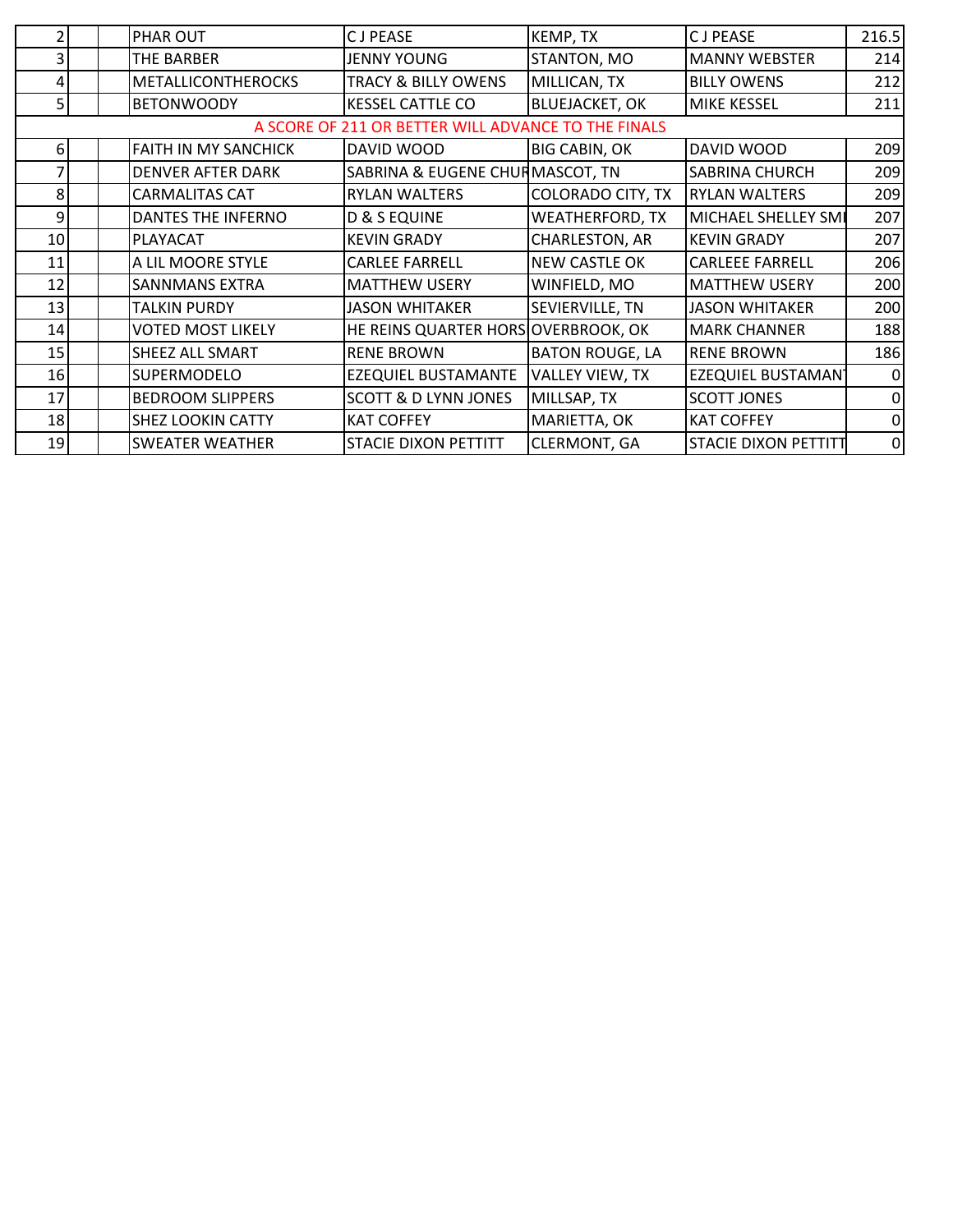| | | | | | | | |
|---|---|---|---|---|---|---|---|
| 2 | | | PHAR OUT | C J PEASE | KEMP, TX | C J PEASE | 216.5 |
| 3 | | | THE BARBER | JENNY YOUNG | STANTON, MO | MANNY WEBSTER | 214 |
| 4 | | | METALLICONTHEROCKS | TRACY & BILLY OWENS | MILLICAN, TX | BILLY OWENS | 212 |
| 5 | | | BETONWOODY | KESSEL CATTLE CO | BLUEJACKET, OK | MIKE KESSEL | 211 |
| A SCORE OF 211 OR BETTER WILL ADVANCE TO THE FINALS | | | | | | | |
| 6 | | | FAITH IN MY SANCHICK | DAVID WOOD | BIG CABIN, OK | DAVID WOOD | 209 |
| 7 | | | DENVER AFTER DARK | SABRINA & EUGENE CHUR | MASCOT, TN | SABRINA CHURCH | 209 |
| 8 | | | CARMALITAS CAT | RYLAN WALTERS | COLORADO CITY, TX | RYLAN WALTERS | 209 |
| 9 | | | DANTES THE INFERNO | D & S EQUINE | WEATHERFORD, TX | MICHAEL SHELLEY SMI | 207 |
| 10 | | | PLAYACAT | KEVIN GRADY | CHARLESTON, AR | KEVIN GRADY | 207 |
| 11 | | | A LIL MOORE STYLE | CARLEE FARRELL | NEW CASTLE OK | CARLEEE FARRELL | 206 |
| 12 | | | SANNMANS EXTRA | MATTHEW USERY | WINFIELD, MO | MATTHEW USERY | 200 |
| 13 | | | TALKIN PURDY | JASON WHITAKER | SEVIERVILLE, TN | JASON WHITAKER | 200 |
| 14 | | | VOTED MOST LIKELY | HE REINS QUARTER HORS | OVERBROOK, OK | MARK CHANNER | 188 |
| 15 | | | SHEEZ ALL SMART | RENE BROWN | BATON ROUGE, LA | RENE BROWN | 186 |
| 16 | | | SUPERMODELO | EZEQUIEL BUSTAMANTE | VALLEY VIEW, TX | EZEQUIEL BUSTAMAN | 0 |
| 17 | | | BEDROOM SLIPPERS | SCOTT & D LYNN JONES | MILLSAP, TX | SCOTT JONES | 0 |
| 18 | | | SHEZ LOOKIN CATTY | KAT COFFEY | MARIETTA, OK | KAT COFFEY | 0 |
| 19 | | | SWEATER WEATHER | STACIE DIXON PETTITT | CLERMONT, GA | STACIE DIXON PETTITT | 0 |